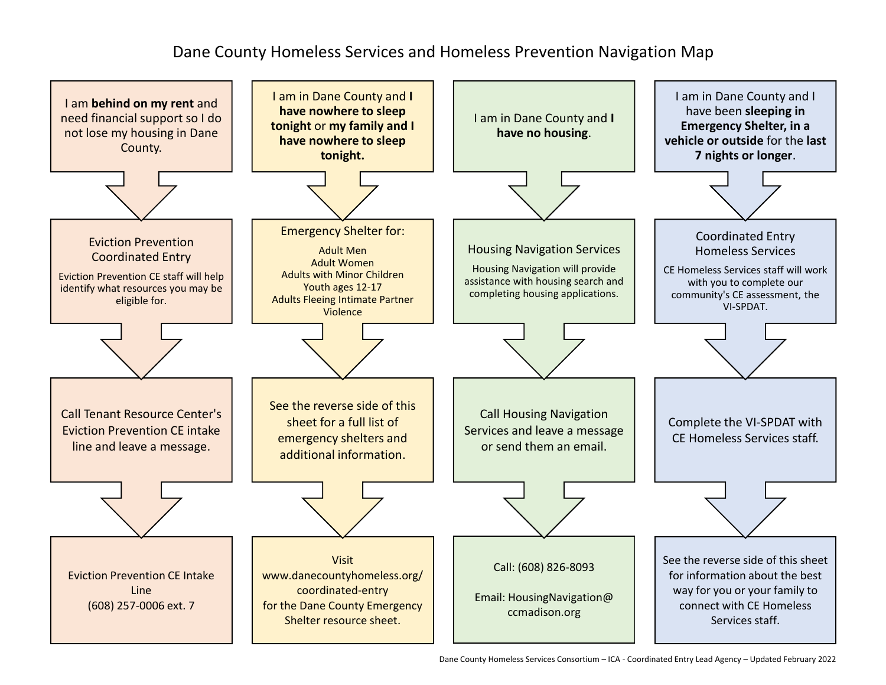# Dane County Homeless Services and Homeless Prevention Navigation Map

## I am **behind on my rent** and need financial support so I do not lose my housing in Dane County.

↓

**Eviction Prevention Coordinated Entry**

Eviction Prevention CE staff will help identify what resources you may be eligible for.

↓

Call Tenant Resource Center's Eviction Prevention CE intake line and leave a message.

↓

Eviction Prevention CE Intake Line
(608) 257-0006 ext. 7

## I am in Dane County and **I have nowhere to sleep tonight** or **my family and I have nowhere to sleep tonight.**

↓

**Emergency Shelter for:**

- Adult Men
- Adult Women
- Adults with Minor Children
- Youth ages 12-17
- Adults Fleeing Intimate Partner Violence

↓

See the reverse side of this sheet for a full list of emergency shelters and additional information.

↓

Visit www.danecountyhomeless.org/coordinated-entry for the Dane County Emergency Shelter resource sheet.

## I am in Dane County and **I have no housing**.

↓

**Housing Navigation Services**

Housing Navigation will provide assistance with housing search and completing housing applications.

↓

Call Housing Navigation Services and leave a message or send them an email.

↓

Call: (608) 826-8093

Email: HousingNavigation@ccmadison.org

## I am in Dane County and I have been **sleeping in Emergency Shelter, in a vehicle or outside** for the **last 7 nights or longer**.

↓

**Coordinated Entry Homeless Services**

CE Homeless Services staff will work with you to complete our community's CE assessment, the VI-SPDAT.

↓

Complete the VI-SPDAT with CE Homeless Services staff.

↓

See the reverse side of this sheet for information about the best way for you or your family to connect with CE Homeless Services staff.

Dane County Homeless Services Consortium – ICA - Coordinated Entry Lead Agency – Updated February 2022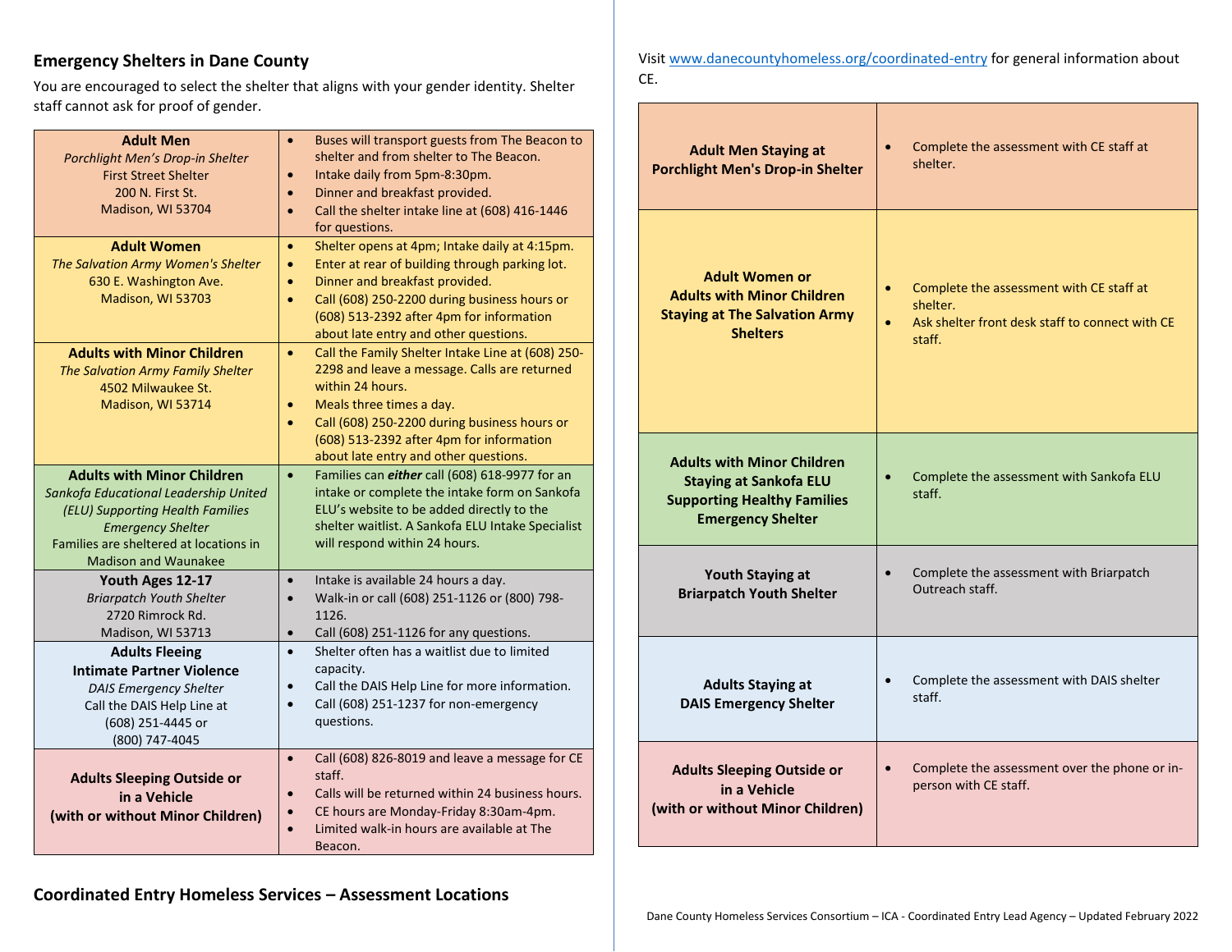## Emergency Shelters in Dane County

You are encouraged to select the shelter that aligns with your gender identity. Shelter staff cannot ask for proof of gender.

| | |
|---|---|
| **Adult Men**<br>*Porchlight Men's Drop-in Shelter*<br>First Street Shelter<br>200 N. First St.<br>Madison, WI 53704 | • Buses will transport guests from The Beacon to shelter and from shelter to The Beacon.<br>• Intake daily from 5pm-8:30pm.<br>• Dinner and breakfast provided.<br>• Call the shelter intake line at (608) 416-1446 for questions. |
| **Adult Women**<br>*The Salvation Army Women's Shelter*<br>630 E. Washington Ave.<br>Madison, WI 53703 | • Shelter opens at 4pm; Intake daily at 4:15pm.<br>• Enter at rear of building through parking lot.<br>• Dinner and breakfast provided.<br>• Call (608) 250-2200 during business hours or (608) 513-2392 after 4pm for information about late entry and other questions. |
| **Adults with Minor Children**<br>*The Salvation Army Family Shelter*<br>4502 Milwaukee St.<br>Madison, WI 53714 | • Call the Family Shelter Intake Line at (608) 250-2298 and leave a message. Calls are returned within 24 hours.<br>• Meals three times a day.<br>• Call (608) 250-2200 during business hours or (608) 513-2392 after 4pm for information about late entry and other questions. |
| **Adults with Minor Children**<br>*Sankofa Educational Leadership United (ELU) Supporting Health Families Emergency Shelter*<br>Families are sheltered at locations in Madison and Waunakee | • Families can ***either*** call (608) 618-9977 for an intake or complete the intake form on Sankofa ELU's website to be added directly to the shelter waitlist. A Sankofa ELU Intake Specialist will respond within 24 hours. |
| **Youth Ages 12-17**<br>*Briarpatch Youth Shelter*<br>2720 Rimrock Rd.<br>Madison, WI 53713 | • Intake is available 24 hours a day.<br>• Walk-in or call (608) 251-1126 or (800) 798-1126.<br>• Call (608) 251-1126 for any questions. |
| **Adults Fleeing Intimate Partner Violence**<br>*DAIS Emergency Shelter*<br>Call the DAIS Help Line at (608) 251-4445 or (800) 747-4045 | • Shelter often has a waitlist due to limited capacity.<br>• Call the DAIS Help Line for more information.<br>• Call (608) 251-1237 for non-emergency questions. |
| **Adults Sleeping Outside or in a Vehicle (with or without Minor Children)** | • Call (608) 826-8019 and leave a message for CE staff.<br>• Calls will be returned within 24 business hours.<br>• CE hours are Monday-Friday 8:30am-4pm.<br>• Limited walk-in hours are available at The Beacon. |

## Coordinated Entry Homeless Services – Assessment Locations

Visit www.danecountyhomeless.org/coordinated-entry for general information about CE.

| | |
|---|---|
| **Adult Men Staying at Porchlight Men's Drop-in Shelter** | • Complete the assessment with CE staff at shelter. |
| **Adult Women or Adults with Minor Children Staying at The Salvation Army Shelters** | • Complete the assessment with CE staff at shelter.<br>• Ask shelter front desk staff to connect with CE staff. |
| **Adults with Minor Children Staying at Sankofa ELU Supporting Healthy Families Emergency Shelter** | • Complete the assessment with Sankofa ELU staff. |
| **Youth Staying at Briarpatch Youth Shelter** | • Complete the assessment with Briarpatch Outreach staff. |
| **Adults Staying at DAIS Emergency Shelter** | • Complete the assessment with DAIS shelter staff. |
| **Adults Sleeping Outside or in a Vehicle (with or without Minor Children)** | • Complete the assessment over the phone or in-person with CE staff. |

Dane County Homeless Services Consortium – ICA - Coordinated Entry Lead Agency – Updated February 2022